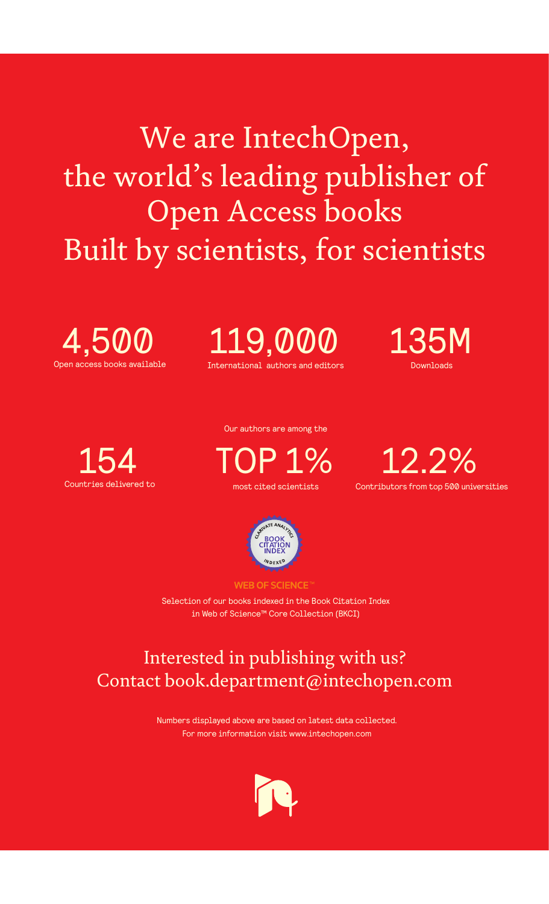# We are IntechOpen, the world's leading publisher of Open Access books
# Built by scientists, for scientists

**4,500**
Open access books available

**119,000**
International authors and editors

**135M**
Downloads

**154**
Countries delivered to

Our authors are among the

**TOP 1%**
most cited scientists

**12.2%**
Contributors from top 500 universities

BOOK CITATION INDEX
CLARIVATE ANALYTICS
INDEXED

WEB OF SCIENCE™

Selection of our books indexed in the Book Citation Index in Web of Science™ Core Collection (BKCI)

## Interested in publishing with us?
## Contact book.department@intechopen.com

Numbers displayed above are based on latest data collected.
For more information visit www.intechopen.com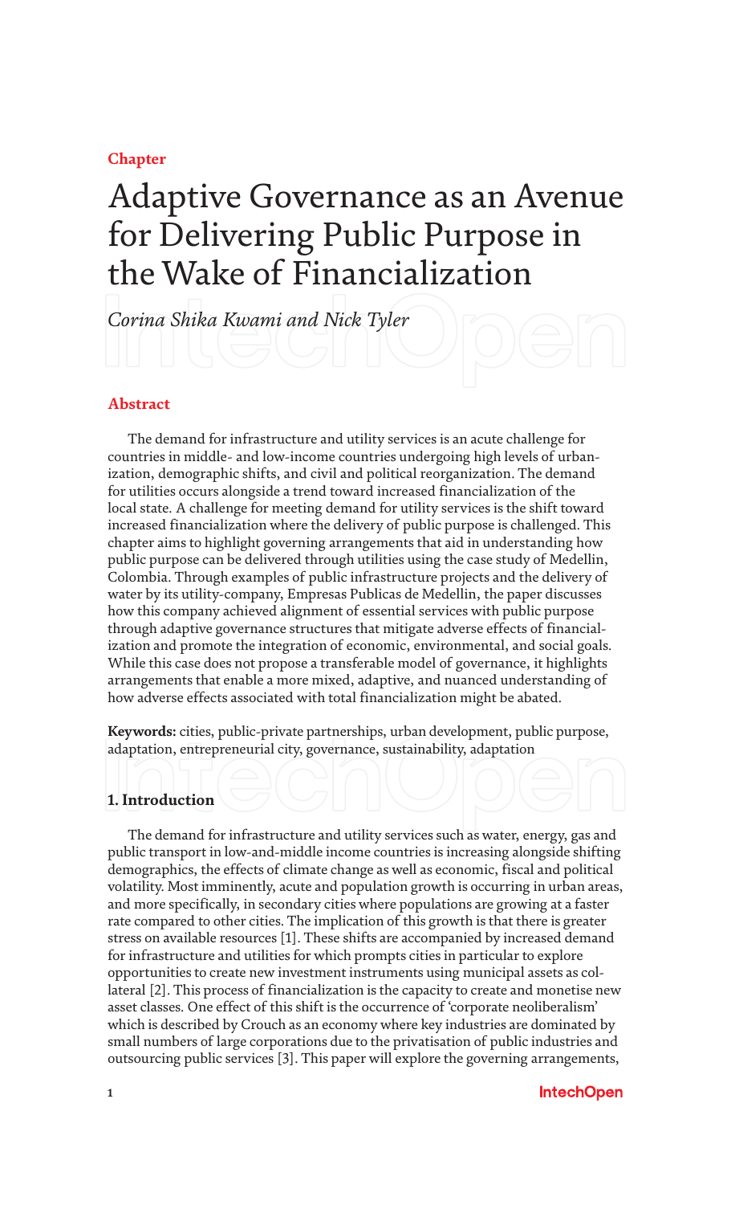Chapter

# Adaptive Governance as an Avenue for Delivering Public Purpose in the Wake of Financialization

*Corina Shika Kwami and Nick Tyler*

## Abstract

The demand for infrastructure and utility services is an acute challenge for countries in middle- and low-income countries undergoing high levels of urbanization, demographic shifts, and civil and political reorganization. The demand for utilities occurs alongside a trend toward increased financialization of the local state. A challenge for meeting demand for utility services is the shift toward increased financialization where the delivery of public purpose is challenged. This chapter aims to highlight governing arrangements that aid in understanding how public purpose can be delivered through utilities using the case study of Medellin, Colombia. Through examples of public infrastructure projects and the delivery of water by its utility-company, Empresas Publicas de Medellin, the paper discusses how this company achieved alignment of essential services with public purpose through adaptive governance structures that mitigate adverse effects of financialization and promote the integration of economic, environmental, and social goals. While this case does not propose a transferable model of governance, it highlights arrangements that enable a more mixed, adaptive, and nuanced understanding of how adverse effects associated with total financialization might be abated.

**Keywords:** cities, public-private partnerships, urban development, public purpose, adaptation, entrepreneurial city, governance, sustainability, adaptation

## 1. Introduction

The demand for infrastructure and utility services such as water, energy, gas and public transport in low-and-middle income countries is increasing alongside shifting demographics, the effects of climate change as well as economic, fiscal and political volatility. Most imminently, acute and population growth is occurring in urban areas, and more specifically, in secondary cities where populations are growing at a faster rate compared to other cities. The implication of this growth is that there is greater stress on available resources [1]. These shifts are accompanied by increased demand for infrastructure and utilities for which prompts cities in particular to explore opportunities to create new investment instruments using municipal assets as collateral [2]. This process of financialization is the capacity to create and monetise new asset classes. One effect of this shift is the occurrence of 'corporate neoliberalism' which is described by Crouch as an economy where key industries are dominated by small numbers of large corporations due to the privatisation of public industries and outsourcing public services [3]. This paper will explore the governing arrangements,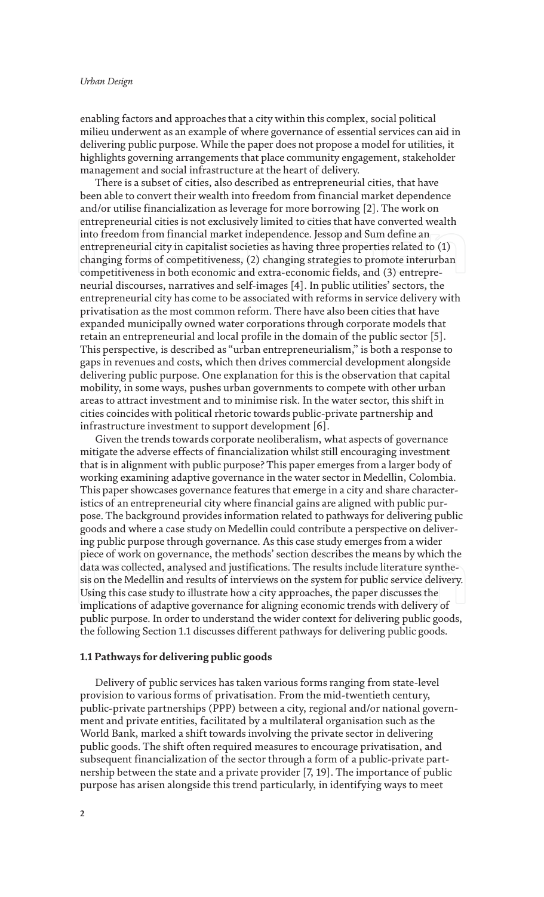enabling factors and approaches that a city within this complex, social political milieu underwent as an example of where governance of essential services can aid in delivering public purpose. While the paper does not propose a model for utilities, it highlights governing arrangements that place community engagement, stakeholder management and social infrastructure at the heart of delivery.

There is a subset of cities, also described as entrepreneurial cities, that have been able to convert their wealth into freedom from financial market dependence and/or utilise financialization as leverage for more borrowing [2]. The work on entrepreneurial cities is not exclusively limited to cities that have converted wealth into freedom from financial market independence. Jessop and Sum define an entrepreneurial city in capitalist societies as having three properties related to (1) changing forms of competitiveness, (2) changing strategies to promote interurban competitiveness in both economic and extra-economic fields, and (3) entrepreneurial discourses, narratives and self-images [4]. In public utilities' sectors, the entrepreneurial city has come to be associated with reforms in service delivery with privatisation as the most common reform. There have also been cities that have expanded municipally owned water corporations through corporate models that retain an entrepreneurial and local profile in the domain of the public sector [5]. This perspective, is described as "urban entrepreneurialism," is both a response to gaps in revenues and costs, which then drives commercial development alongside delivering public purpose. One explanation for this is the observation that capital mobility, in some ways, pushes urban governments to compete with other urban areas to attract investment and to minimise risk. In the water sector, this shift in cities coincides with political rhetoric towards public-private partnership and infrastructure investment to support development [6].

Given the trends towards corporate neoliberalism, what aspects of governance mitigate the adverse effects of financialization whilst still encouraging investment that is in alignment with public purpose? This paper emerges from a larger body of working examining adaptive governance in the water sector in Medellin, Colombia. This paper showcases governance features that emerge in a city and share characteristics of an entrepreneurial city where financial gains are aligned with public purpose. The background provides information related to pathways for delivering public goods and where a case study on Medellin could contribute a perspective on delivering public purpose through governance. As this case study emerges from a wider piece of work on governance, the methods' section describes the means by which the data was collected, analysed and justifications. The results include literature synthesis on the Medellin and results of interviews on the system for public service delivery. Using this case study to illustrate how a city approaches, the paper discusses the implications of adaptive governance for aligning economic trends with delivery of public purpose. In order to understand the wider context for delivering public goods, the following Section 1.1 discusses different pathways for delivering public goods.

### 1.1 Pathways for delivering public goods

Delivery of public services has taken various forms ranging from state-level provision to various forms of privatisation. From the mid-twentieth century, public-private partnerships (PPP) between a city, regional and/or national government and private entities, facilitated by a multilateral organisation such as the World Bank, marked a shift towards involving the private sector in delivering public goods. The shift often required measures to encourage privatisation, and subsequent financialization of the sector through a form of a public-private partnership between the state and a private provider [7, 19]. The importance of public purpose has arisen alongside this trend particularly, in identifying ways to meet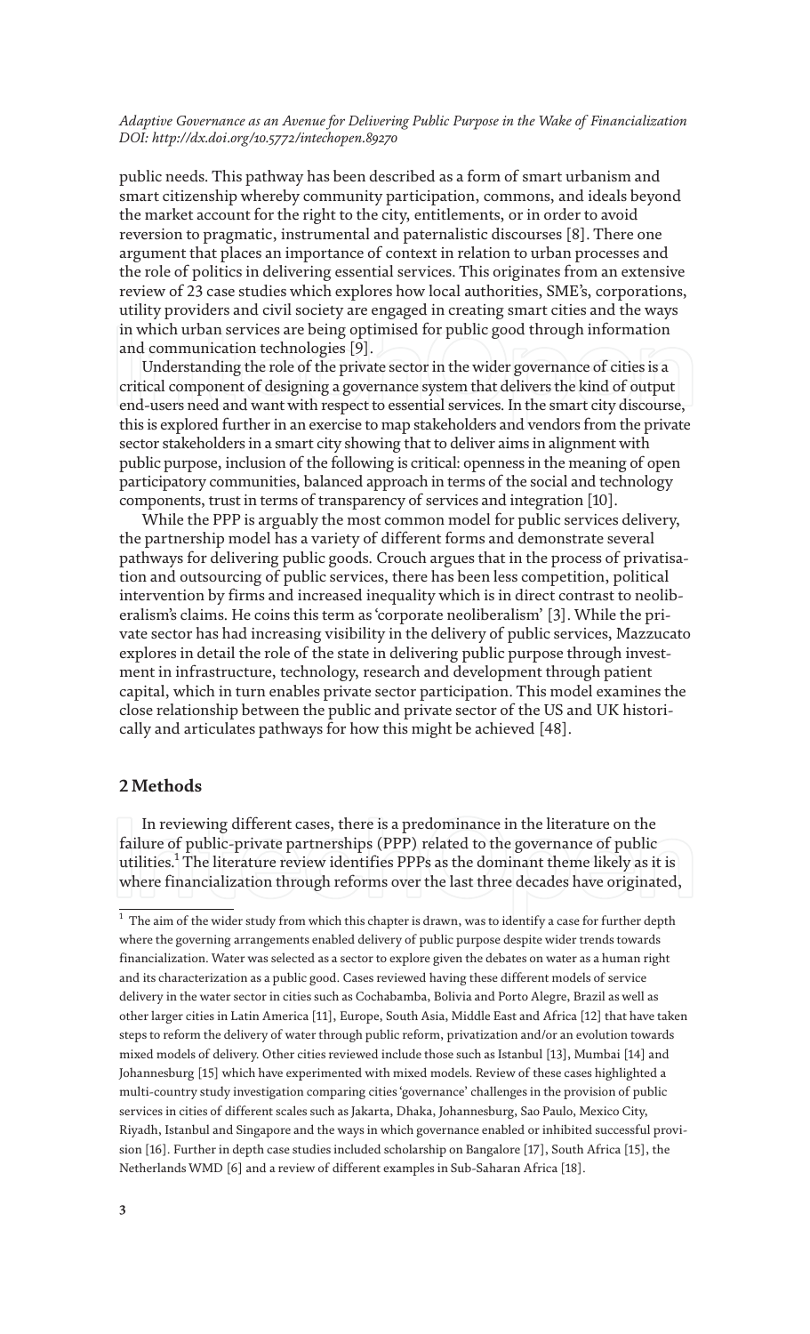public needs. This pathway has been described as a form of smart urbanism and smart citizenship whereby community participation, commons, and ideals beyond the market account for the right to the city, entitlements, or in order to avoid reversion to pragmatic, instrumental and paternalistic discourses [8]. There one argument that places an importance of context in relation to urban processes and the role of politics in delivering essential services. This originates from an extensive review of 23 case studies which explores how local authorities, SME's, corporations, utility providers and civil society are engaged in creating smart cities and the ways in which urban services are being optimised for public good through information and communication technologies [9].

Understanding the role of the private sector in the wider governance of cities is a critical component of designing a governance system that delivers the kind of output end-users need and want with respect to essential services. In the smart city discourse, this is explored further in an exercise to map stakeholders and vendors from the private sector stakeholders in a smart city showing that to deliver aims in alignment with public purpose, inclusion of the following is critical: openness in the meaning of open participatory communities, balanced approach in terms of the social and technology components, trust in terms of transparency of services and integration [10].

While the PPP is arguably the most common model for public services delivery, the partnership model has a variety of different forms and demonstrate several pathways for delivering public goods. Crouch argues that in the process of privatisation and outsourcing of public services, there has been less competition, political intervention by firms and increased inequality which is in direct contrast to neoliberalism's claims. He coins this term as 'corporate neoliberalism' [3]. While the private sector has had increasing visibility in the delivery of public services, Mazzucato explores in detail the role of the state in delivering public purpose through investment in infrastructure, technology, research and development through patient capital, which in turn enables private sector participation. This model examines the close relationship between the public and private sector of the US and UK historically and articulates pathways for how this might be achieved [48].

## 2 Methods

In reviewing different cases, there is a predominance in the literature on the failure of public-private partnerships (PPP) related to the governance of public utilities.[1] The literature review identifies PPPs as the dominant theme likely as it is where financialization through reforms over the last three decades have originated,

[1] The aim of the wider study from which this chapter is drawn, was to identify a case for further depth where the governing arrangements enabled delivery of public purpose despite wider trends towards financialization. Water was selected as a sector to explore given the debates on water as a human right and its characterization as a public good. Cases reviewed having these different models of service delivery in the water sector in cities such as Cochabamba, Bolivia and Porto Alegre, Brazil as well as other larger cities in Latin America [11], Europe, South Asia, Middle East and Africa [12] that have taken steps to reform the delivery of water through public reform, privatization and/or an evolution towards mixed models of delivery. Other cities reviewed include those such as Istanbul [13], Mumbai [14] and Johannesburg [15] which have experimented with mixed models. Review of these cases highlighted a multi-country study investigation comparing cities 'governance' challenges in the provision of public services in cities of different scales such as Jakarta, Dhaka, Johannesburg, Sao Paulo, Mexico City, Riyadh, Istanbul and Singapore and the ways in which governance enabled or inhibited successful provision [16]. Further in depth case studies included scholarship on Bangalore [17], South Africa [15], the Netherlands WMD [6] and a review of different examples in Sub-Saharan Africa [18].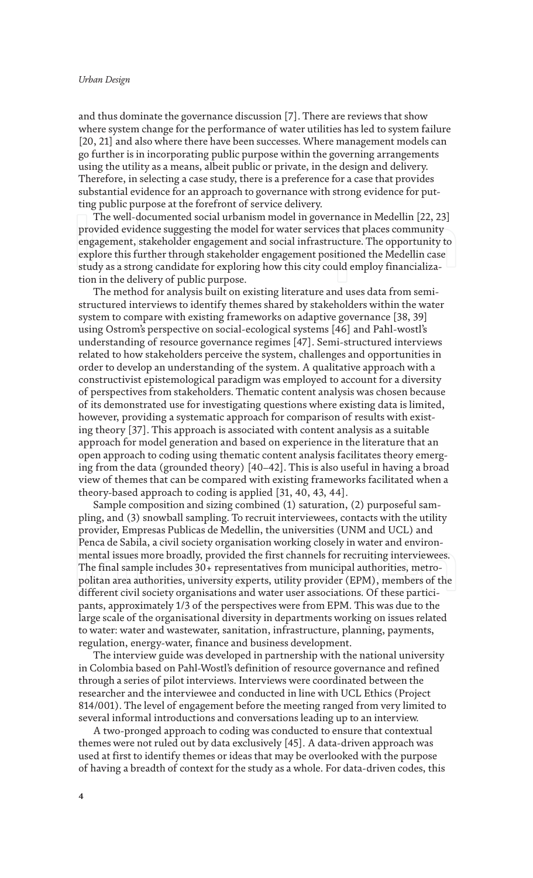and thus dominate the governance discussion [7]. There are reviews that show where system change for the performance of water utilities has led to system failure [20, 21] and also where there have been successes. Where management models can go further is in incorporating public purpose within the governing arrangements using the utility as a means, albeit public or private, in the design and delivery. Therefore, in selecting a case study, there is a preference for a case that provides substantial evidence for an approach to governance with strong evidence for putting public purpose at the forefront of service delivery.

The well-documented social urbanism model in governance in Medellin [22, 23] provided evidence suggesting the model for water services that places community engagement, stakeholder engagement and social infrastructure. The opportunity to explore this further through stakeholder engagement positioned the Medellin case study as a strong candidate for exploring how this city could employ financialization in the delivery of public purpose.

The method for analysis built on existing literature and uses data from semi-structured interviews to identify themes shared by stakeholders within the water system to compare with existing frameworks on adaptive governance [38, 39] using Ostrom's perspective on social-ecological systems [46] and Pahl-wostl's understanding of resource governance regimes [47]. Semi-structured interviews related to how stakeholders perceive the system, challenges and opportunities in order to develop an understanding of the system. A qualitative approach with a constructivist epistemological paradigm was employed to account for a diversity of perspectives from stakeholders. Thematic content analysis was chosen because of its demonstrated use for investigating questions where existing data is limited, however, providing a systematic approach for comparison of results with existing theory [37]. This approach is associated with content analysis as a suitable approach for model generation and based on experience in the literature that an open approach to coding using thematic content analysis facilitates theory emerging from the data (grounded theory) [40–42]. This is also useful in having a broad view of themes that can be compared with existing frameworks facilitated when a theory-based approach to coding is applied [31, 40, 43, 44].

Sample composition and sizing combined (1) saturation, (2) purposeful sampling, and (3) snowball sampling. To recruit interviewees, contacts with the utility provider, Empresas Publicas de Medellin, the universities (UNM and UCL) and Penca de Sabila, a civil society organisation working closely in water and environmental issues more broadly, provided the first channels for recruiting interviewees. The final sample includes 30+ representatives from municipal authorities, metropolitan area authorities, university experts, utility provider (EPM), members of the different civil society organisations and water user associations. Of these participants, approximately 1/3 of the perspectives were from EPM. This was due to the large scale of the organisational diversity in departments working on issues related to water: water and wastewater, sanitation, infrastructure, planning, payments, regulation, energy-water, finance and business development.

The interview guide was developed in partnership with the national university in Colombia based on Pahl-Wostl's definition of resource governance and refined through a series of pilot interviews. Interviews were coordinated between the researcher and the interviewee and conducted in line with UCL Ethics (Project 814/001). The level of engagement before the meeting ranged from very limited to several informal introductions and conversations leading up to an interview.

A two-pronged approach to coding was conducted to ensure that contextual themes were not ruled out by data exclusively [45]. A data-driven approach was used at first to identify themes or ideas that may be overlooked with the purpose of having a breadth of context for the study as a whole. For data-driven codes, this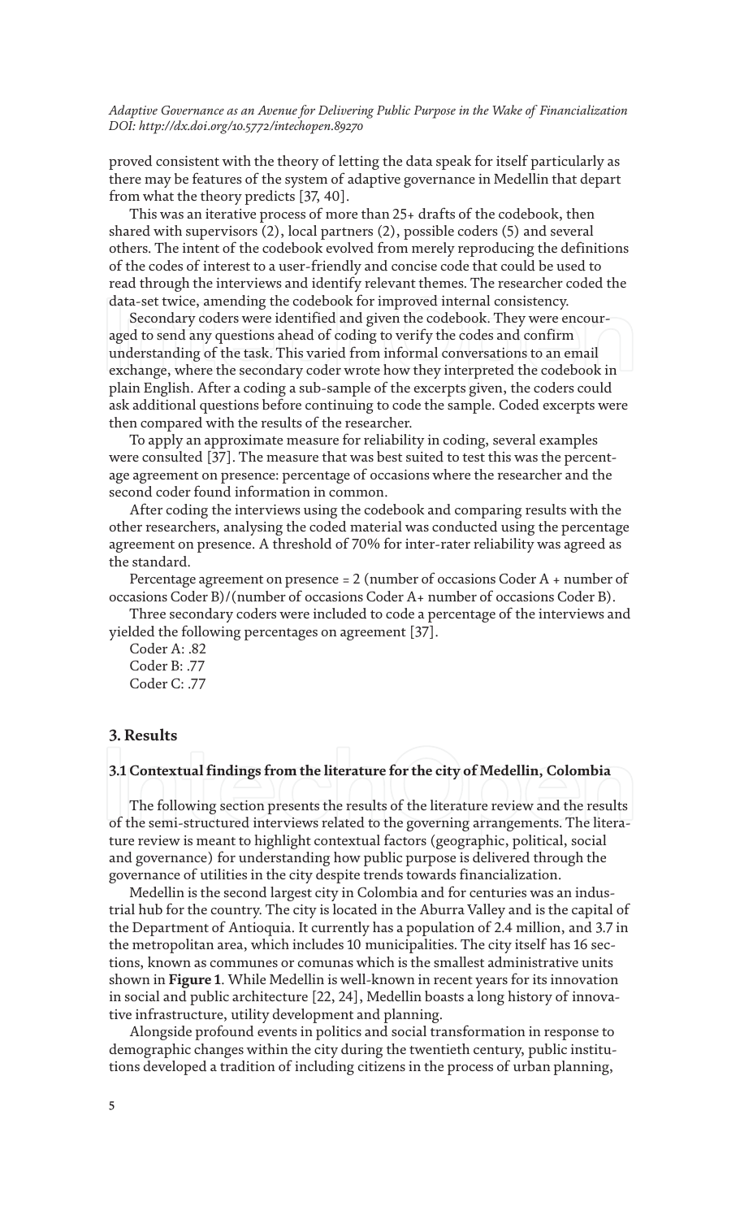proved consistent with the theory of letting the data speak for itself particularly as there may be features of the system of adaptive governance in Medellin that depart from what the theory predicts [37, 40].

This was an iterative process of more than 25+ drafts of the codebook, then shared with supervisors (2), local partners (2), possible coders (5) and several others. The intent of the codebook evolved from merely reproducing the definitions of the codes of interest to a user-friendly and concise code that could be used to read through the interviews and identify relevant themes. The researcher coded the data-set twice, amending the codebook for improved internal consistency.

Secondary coders were identified and given the codebook. They were encouraged to send any questions ahead of coding to verify the codes and confirm understanding of the task. This varied from informal conversations to an email exchange, where the secondary coder wrote how they interpreted the codebook in plain English. After a coding a sub-sample of the excerpts given, the coders could ask additional questions before continuing to code the sample. Coded excerpts were then compared with the results of the researcher.

To apply an approximate measure for reliability in coding, several examples were consulted [37]. The measure that was best suited to test this was the percentage agreement on presence: percentage of occasions where the researcher and the second coder found information in common.

After coding the interviews using the codebook and comparing results with the other researchers, analysing the coded material was conducted using the percentage agreement on presence. A threshold of 70% for inter-rater reliability was agreed as the standard.

Percentage agreement on presence = 2 (number of occasions Coder A + number of occasions Coder B)/(number of occasions Coder A+ number of occasions Coder B).

Three secondary coders were included to code a percentage of the interviews and yielded the following percentages on agreement [37].

Coder A: .82

Coder B: .77

Coder C: .77

## 3. Results

### 3.1 Contextual findings from the literature for the city of Medellin, Colombia

The following section presents the results of the literature review and the results of the semi-structured interviews related to the governing arrangements. The literature review is meant to highlight contextual factors (geographic, political, social and governance) for understanding how public purpose is delivered through the governance of utilities in the city despite trends towards financialization.

Medellin is the second largest city in Colombia and for centuries was an industrial hub for the country. The city is located in the Aburra Valley and is the capital of the Department of Antioquia. It currently has a population of 2.4 million, and 3.7 in the metropolitan area, which includes 10 municipalities. The city itself has 16 sections, known as communes or comunas which is the smallest administrative units shown in **Figure 1**. While Medellin is well-known in recent years for its innovation in social and public architecture [22, 24], Medellin boasts a long history of innovative infrastructure, utility development and planning.

Alongside profound events in politics and social transformation in response to demographic changes within the city during the twentieth century, public institutions developed a tradition of including citizens in the process of urban planning,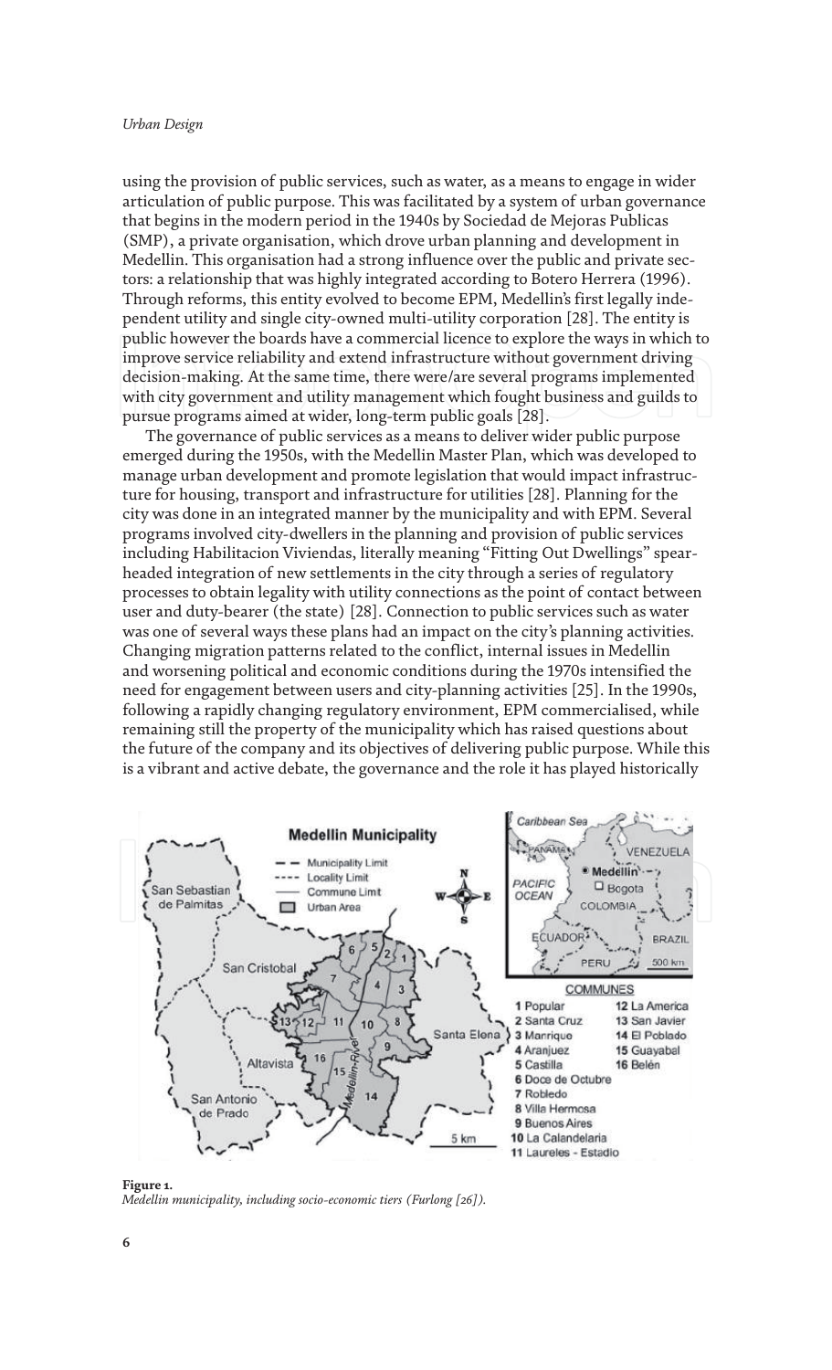using the provision of public services, such as water, as a means to engage in wider articulation of public purpose. This was facilitated by a system of urban governance that begins in the modern period in the 1940s by Sociedad de Mejoras Publicas (SMP), a private organisation, which drove urban planning and development in Medellin. This organisation had a strong influence over the public and private sectors: a relationship that was highly integrated according to Botero Herrera (1996). Through reforms, this entity evolved to become EPM, Medellin's first legally independent utility and single city-owned multi-utility corporation [28]. The entity is public however the boards have a commercial licence to explore the ways in which to improve service reliability and extend infrastructure without government driving decision-making. At the same time, there were/are several programs implemented with city government and utility management which fought business and guilds to pursue programs aimed at wider, long-term public goals [28].

The governance of public services as a means to deliver wider public purpose emerged during the 1950s, with the Medellin Master Plan, which was developed to manage urban development and promote legislation that would impact infrastructure for housing, transport and infrastructure for utilities [28]. Planning for the city was done in an integrated manner by the municipality and with EPM. Several programs involved city-dwellers in the planning and provision of public services including Habilitacion Viviendas, literally meaning "Fitting Out Dwellings" spearheaded integration of new settlements in the city through a series of regulatory processes to obtain legality with utility connections as the point of contact between user and duty-bearer (the state) [28]. Connection to public services such as water was one of several ways these plans had an impact on the city's planning activities. Changing migration patterns related to the conflict, internal issues in Medellin and worsening political and economic conditions during the 1970s intensified the need for engagement between users and city-planning activities [25]. In the 1990s, following a rapidly changing regulatory environment, EPM commercialised, while remaining still the property of the municipality which has raised questions about the future of the company and its objectives of delivering public purpose. While this is a vibrant and active debate, the governance and the role it has played historically

**Figure 1.**
*Medellin municipality, including socio-economic tiers (Furlong [26]).*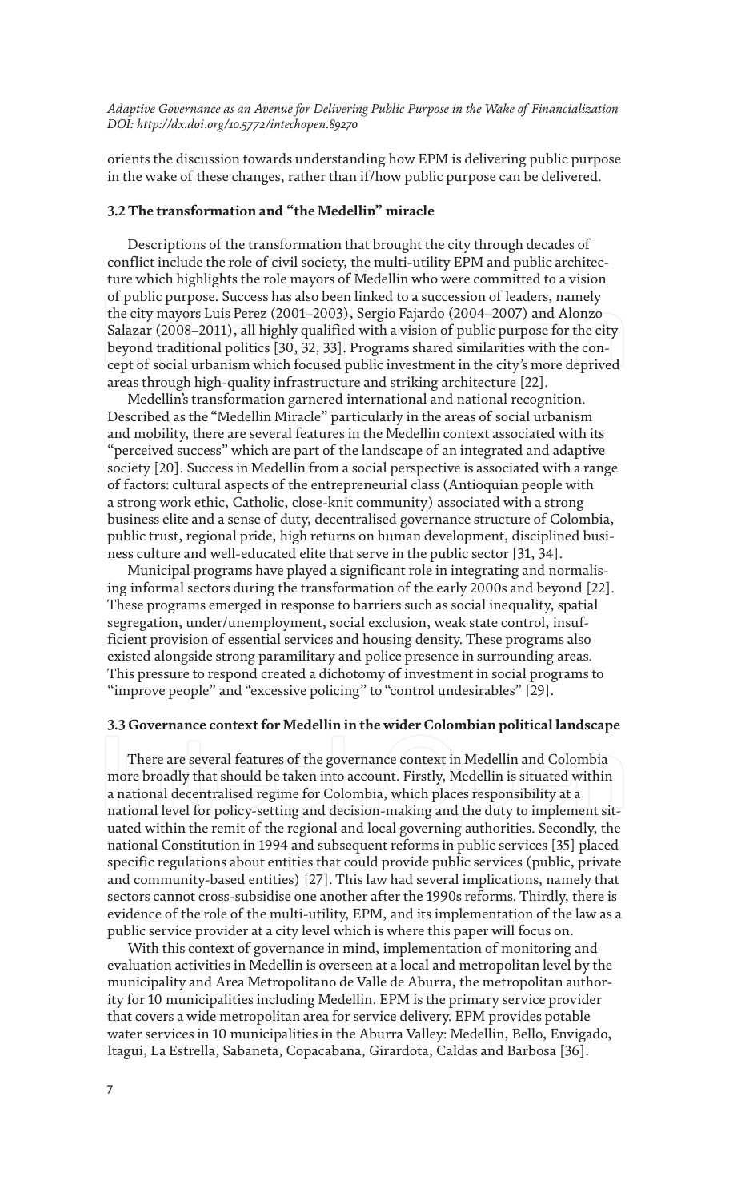orients the discussion towards understanding how EPM is delivering public purpose in the wake of these changes, rather than if/how public purpose can be delivered.

### 3.2 The transformation and "the Medellin" miracle

Descriptions of the transformation that brought the city through decades of conflict include the role of civil society, the multi-utility EPM and public architecture which highlights the role mayors of Medellin who were committed to a vision of public purpose. Success has also been linked to a succession of leaders, namely the city mayors Luis Perez (2001–2003), Sergio Fajardo (2004–2007) and Alonzo Salazar (2008–2011), all highly qualified with a vision of public purpose for the city beyond traditional politics [30, 32, 33]. Programs shared similarities with the concept of social urbanism which focused public investment in the city's more deprived areas through high-quality infrastructure and striking architecture [22].

Medellin's transformation garnered international and national recognition. Described as the "Medellin Miracle" particularly in the areas of social urbanism and mobility, there are several features in the Medellin context associated with its "perceived success" which are part of the landscape of an integrated and adaptive society [20]. Success in Medellin from a social perspective is associated with a range of factors: cultural aspects of the entrepreneurial class (Antioquian people with a strong work ethic, Catholic, close-knit community) associated with a strong business elite and a sense of duty, decentralised governance structure of Colombia, public trust, regional pride, high returns on human development, disciplined business culture and well-educated elite that serve in the public sector [31, 34].

Municipal programs have played a significant role in integrating and normalising informal sectors during the transformation of the early 2000s and beyond [22]. These programs emerged in response to barriers such as social inequality, spatial segregation, under/unemployment, social exclusion, weak state control, insufficient provision of essential services and housing density. These programs also existed alongside strong paramilitary and police presence in surrounding areas. This pressure to respond created a dichotomy of investment in social programs to "improve people" and "excessive policing" to "control undesirables" [29].

### 3.3 Governance context for Medellin in the wider Colombian political landscape

There are several features of the governance context in Medellin and Colombia more broadly that should be taken into account. Firstly, Medellin is situated within a national decentralised regime for Colombia, which places responsibility at a national level for policy-setting and decision-making and the duty to implement situated within the remit of the regional and local governing authorities. Secondly, the national Constitution in 1994 and subsequent reforms in public services [35] placed specific regulations about entities that could provide public services (public, private and community-based entities) [27]. This law had several implications, namely that sectors cannot cross-subsidise one another after the 1990s reforms. Thirdly, there is evidence of the role of the multi-utility, EPM, and its implementation of the law as a public service provider at a city level which is where this paper will focus on.

With this context of governance in mind, implementation of monitoring and evaluation activities in Medellin is overseen at a local and metropolitan level by the municipality and Area Metropolitano de Valle de Aburra, the metropolitan authority for 10 municipalities including Medellin. EPM is the primary service provider that covers a wide metropolitan area for service delivery. EPM provides potable water services in 10 municipalities in the Aburra Valley: Medellin, Bello, Envigado, Itagui, La Estrella, Sabaneta, Copacabana, Girardota, Caldas and Barbosa [36].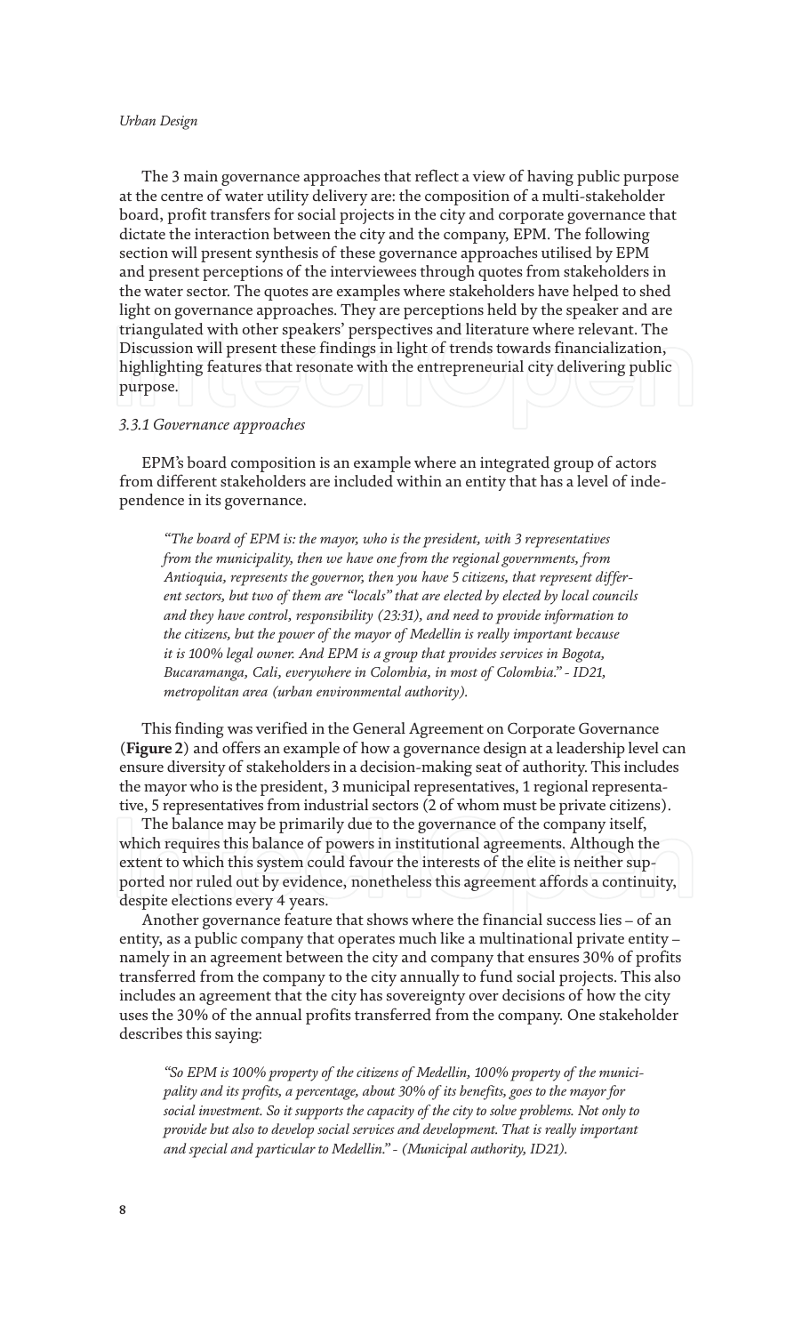The 3 main governance approaches that reflect a view of having public purpose at the centre of water utility delivery are: the composition of a multi-stakeholder board, profit transfers for social projects in the city and corporate governance that dictate the interaction between the city and the company, EPM. The following section will present synthesis of these governance approaches utilised by EPM and present perceptions of the interviewees through quotes from stakeholders in the water sector. The quotes are examples where stakeholders have helped to shed light on governance approaches. They are perceptions held by the speaker and are triangulated with other speakers' perspectives and literature where relevant. The Discussion will present these findings in light of trends towards financialization, highlighting features that resonate with the entrepreneurial city delivering public purpose.

### *3.3.1 Governance approaches*

EPM's board composition is an example where an integrated group of actors from different stakeholders are included within an entity that has a level of independence in its governance.

> *"The board of EPM is: the mayor, who is the president, with 3 representatives from the municipality, then we have one from the regional governments, from Antioquia, represents the governor, then you have 5 citizens, that represent different sectors, but two of them are "locals" that are elected by elected by local councils and they have control, responsibility (23:31), and need to provide information to the citizens, but the power of the mayor of Medellin is really important because it is 100% legal owner. And EPM is a group that provides services in Bogota, Bucaramanga, Cali, everywhere in Colombia, in most of Colombia." - ID21, metropolitan area (urban environmental authority).*

This finding was verified in the General Agreement on Corporate Governance (**Figure 2**) and offers an example of how a governance design at a leadership level can ensure diversity of stakeholders in a decision-making seat of authority. This includes the mayor who is the president, 3 municipal representatives, 1 regional representative, 5 representatives from industrial sectors (2 of whom must be private citizens).

The balance may be primarily due to the governance of the company itself, which requires this balance of powers in institutional agreements. Although the extent to which this system could favour the interests of the elite is neither supported nor ruled out by evidence, nonetheless this agreement affords a continuity, despite elections every 4 years.

Another governance feature that shows where the financial success lies – of an entity, as a public company that operates much like a multinational private entity – namely in an agreement between the city and company that ensures 30% of profits transferred from the company to the city annually to fund social projects. This also includes an agreement that the city has sovereignty over decisions of how the city uses the 30% of the annual profits transferred from the company. One stakeholder describes this saying:

> *"So EPM is 100% property of the citizens of Medellin, 100% property of the municipality and its profits, a percentage, about 30% of its benefits, goes to the mayor for social investment. So it supports the capacity of the city to solve problems. Not only to provide but also to develop social services and development. That is really important and special and particular to Medellin." - (Municipal authority, ID21).*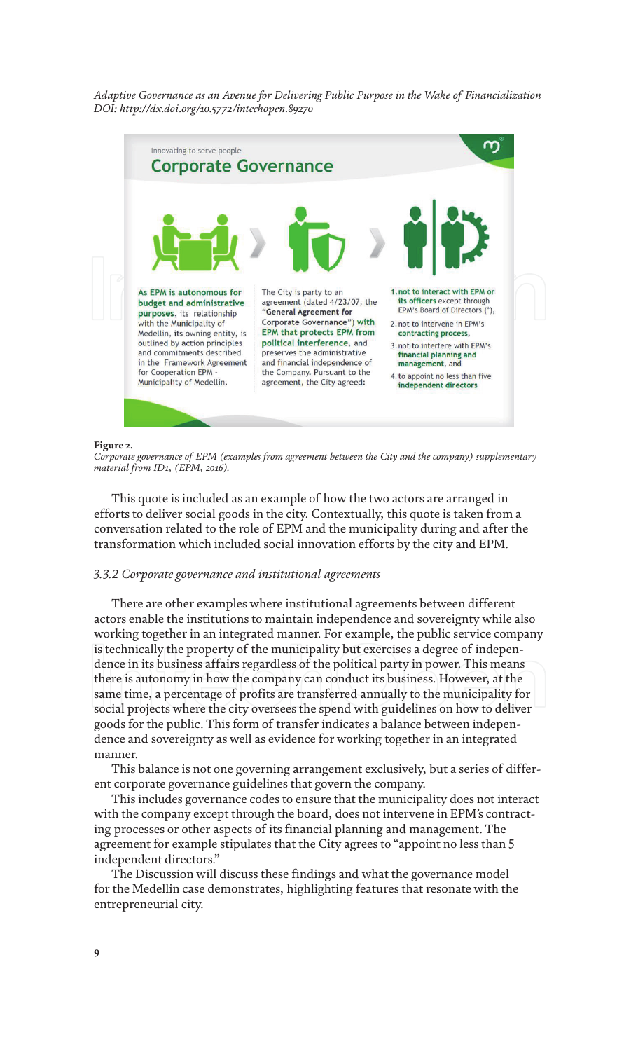Innovating to serve people

**Corporate Governance**

As EPM is autonomous for budget and administrative purposes, its relationship with the Municipality of Medellin, its owning entity, is outlined by action principles and commitments described in the Framework Agreement for Cooperation EPM - Municipality of Medellin.

The City is party to an agreement (dated 4/23/07, the **"General Agreement for Corporate Governance") with EPM that protects EPM from political interference**, and preserves the administrative and financial independence of the Company. Pursuant to the agreement, the City agreed:

1. **not to interact with EPM or its officers** except through EPM's Board of Directors (*),
2. not to intervene in EPM's **contracting process**,
3. not to interfere with EPM's **financial planning and management**, and
4. to appoint no less than five **independent directors**

**Figure 2.**
*Corporate governance of EPM (examples from agreement between the City and the company) supplementary material from ID1, (EPM, 2016).*

This quote is included as an example of how the two actors are arranged in efforts to deliver social goods in the city. Contextually, this quote is taken from a conversation related to the role of EPM and the municipality during and after the transformation which included social innovation efforts by the city and EPM.

### *3.3.2 Corporate governance and institutional agreements*

There are other examples where institutional agreements between different actors enable the institutions to maintain independence and sovereignty while also working together in an integrated manner. For example, the public service company is technically the property of the municipality but exercises a degree of independence in its business affairs regardless of the political party in power. This means there is autonomy in how the company can conduct its business. However, at the same time, a percentage of profits are transferred annually to the municipality for social projects where the city oversees the spend with guidelines on how to deliver goods for the public. This form of transfer indicates a balance between independence and sovereignty as well as evidence for working together in an integrated manner.

This balance is not one governing arrangement exclusively, but a series of different corporate governance guidelines that govern the company.

This includes governance codes to ensure that the municipality does not interact with the company except through the board, does not intervene in EPM's contracting processes or other aspects of its financial planning and management. The agreement for example stipulates that the City agrees to "appoint no less than 5 independent directors."

The Discussion will discuss these findings and what the governance model for the Medellin case demonstrates, highlighting features that resonate with the entrepreneurial city.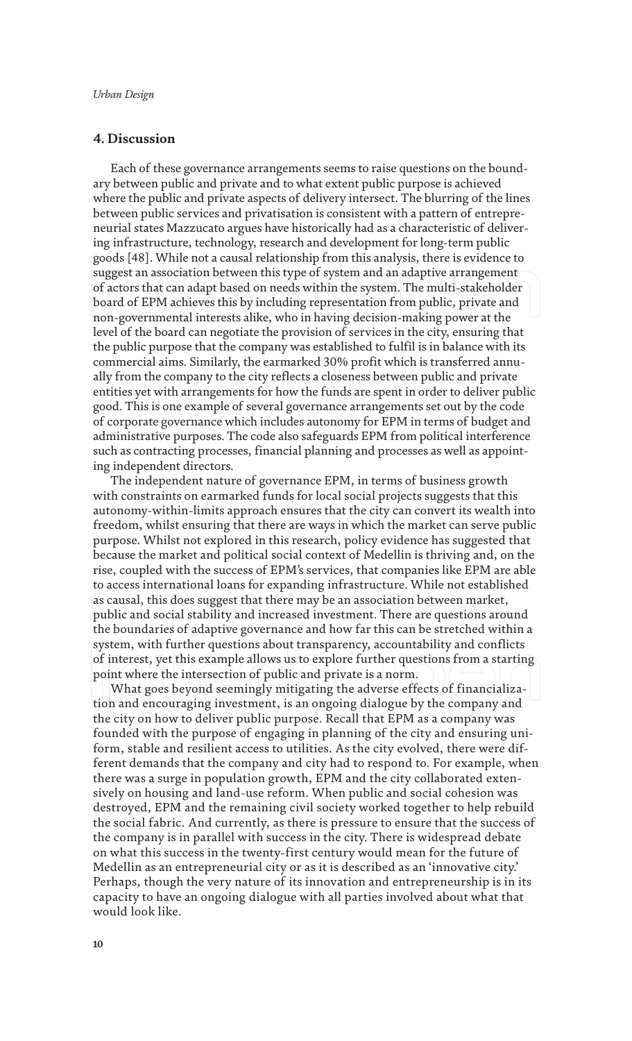## 4. Discussion

Each of these governance arrangements seems to raise questions on the boundary between public and private and to what extent public purpose is achieved where the public and private aspects of delivery intersect. The blurring of the lines between public services and privatisation is consistent with a pattern of entrepreneurial states Mazzucato argues have historically had as a characteristic of delivering infrastructure, technology, research and development for long-term public goods [48]. While not a causal relationship from this analysis, there is evidence to suggest an association between this type of system and an adaptive arrangement of actors that can adapt based on needs within the system. The multi-stakeholder board of EPM achieves this by including representation from public, private and non-governmental interests alike, who in having decision-making power at the level of the board can negotiate the provision of services in the city, ensuring that the public purpose that the company was established to fulfil is in balance with its commercial aims. Similarly, the earmarked 30% profit which is transferred annually from the company to the city reflects a closeness between public and private entities yet with arrangements for how the funds are spent in order to deliver public good. This is one example of several governance arrangements set out by the code of corporate governance which includes autonomy for EPM in terms of budget and administrative purposes. The code also safeguards EPM from political interference such as contracting processes, financial planning and processes as well as appointing independent directors.

The independent nature of governance EPM, in terms of business growth with constraints on earmarked funds for local social projects suggests that this autonomy-within-limits approach ensures that the city can convert its wealth into freedom, whilst ensuring that there are ways in which the market can serve public purpose. Whilst not explored in this research, policy evidence has suggested that because the market and political social context of Medellin is thriving and, on the rise, coupled with the success of EPM's services, that companies like EPM are able to access international loans for expanding infrastructure. While not established as causal, this does suggest that there may be an association between market, public and social stability and increased investment. There are questions around the boundaries of adaptive governance and how far this can be stretched within a system, with further questions about transparency, accountability and conflicts of interest, yet this example allows us to explore further questions from a starting point where the intersection of public and private is a norm.

What goes beyond seemingly mitigating the adverse effects of financialization and encouraging investment, is an ongoing dialogue by the company and the city on how to deliver public purpose. Recall that EPM as a company was founded with the purpose of engaging in planning of the city and ensuring uniform, stable and resilient access to utilities. As the city evolved, there were different demands that the company and city had to respond to. For example, when there was a surge in population growth, EPM and the city collaborated extensively on housing and land-use reform. When public and social cohesion was destroyed, EPM and the remaining civil society worked together to help rebuild the social fabric. And currently, as there is pressure to ensure that the success of the company is in parallel with success in the city. There is widespread debate on what this success in the twenty-first century would mean for the future of Medellin as an entrepreneurial city or as it is described as an 'innovative city.' Perhaps, though the very nature of its innovation and entrepreneurship is in its capacity to have an ongoing dialogue with all parties involved about what that would look like.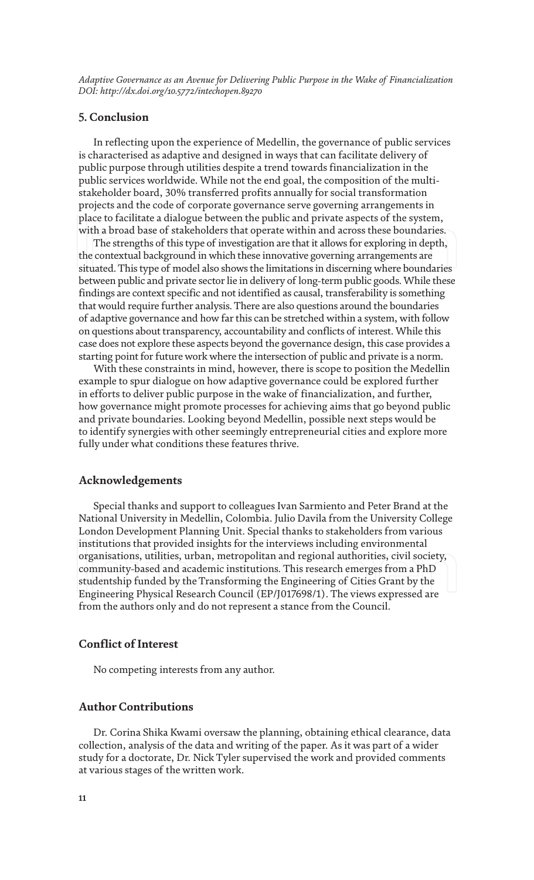## 5. Conclusion

In reflecting upon the experience of Medellin, the governance of public services is characterised as adaptive and designed in ways that can facilitate delivery of public purpose through utilities despite a trend towards financialization in the public services worldwide. While not the end goal, the composition of the multi-stakeholder board, 30% transferred profits annually for social transformation projects and the code of corporate governance serve governing arrangements in place to facilitate a dialogue between the public and private aspects of the system, with a broad base of stakeholders that operate within and across these boundaries.

The strengths of this type of investigation are that it allows for exploring in depth, the contextual background in which these innovative governing arrangements are situated. This type of model also shows the limitations in discerning where boundaries between public and private sector lie in delivery of long-term public goods. While these findings are context specific and not identified as causal, transferability is something that would require further analysis. There are also questions around the boundaries of adaptive governance and how far this can be stretched within a system, with follow on questions about transparency, accountability and conflicts of interest. While this case does not explore these aspects beyond the governance design, this case provides a starting point for future work where the intersection of public and private is a norm.

With these constraints in mind, however, there is scope to position the Medellin example to spur dialogue on how adaptive governance could be explored further in efforts to deliver public purpose in the wake of financialization, and further, how governance might promote processes for achieving aims that go beyond public and private boundaries. Looking beyond Medellin, possible next steps would be to identify synergies with other seemingly entrepreneurial cities and explore more fully under what conditions these features thrive.

## Acknowledgements

Special thanks and support to colleagues Ivan Sarmiento and Peter Brand at the National University in Medellin, Colombia. Julio Davila from the University College London Development Planning Unit. Special thanks to stakeholders from various institutions that provided insights for the interviews including environmental organisations, utilities, urban, metropolitan and regional authorities, civil society, community-based and academic institutions. This research emerges from a PhD studentship funded by the Transforming the Engineering of Cities Grant by the Engineering Physical Research Council (EP/J017698/1). The views expressed are from the authors only and do not represent a stance from the Council.

## Conflict of Interest

No competing interests from any author.

## Author Contributions

Dr. Corina Shika Kwami oversaw the planning, obtaining ethical clearance, data collection, analysis of the data and writing of the paper. As it was part of a wider study for a doctorate, Dr. Nick Tyler supervised the work and provided comments at various stages of the written work.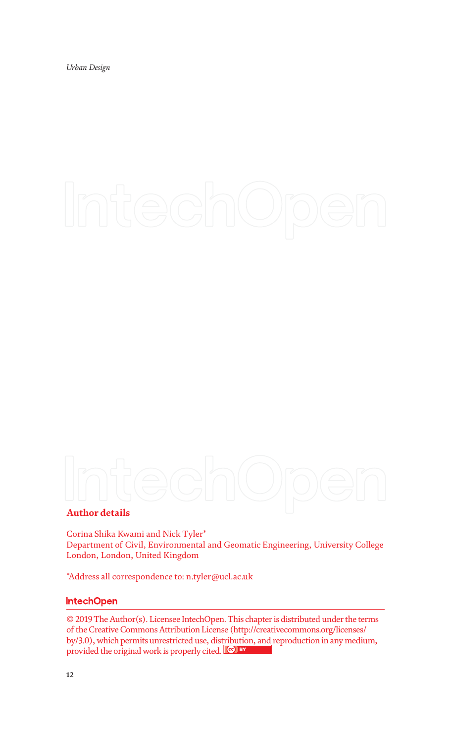## Author details

Corina Shika Kwami and Nick Tyler*
Department of Civil, Environmental and Geomatic Engineering, University College London, London, United Kingdom

*Address all correspondence to: n.tyler@ucl.ac.uk

© 2019 The Author(s). Licensee IntechOpen. This chapter is distributed under the terms of the Creative Commons Attribution License (http://creativecommons.org/licenses/by/3.0), which permits unrestricted use, distribution, and reproduction in any medium, provided the original work is properly cited.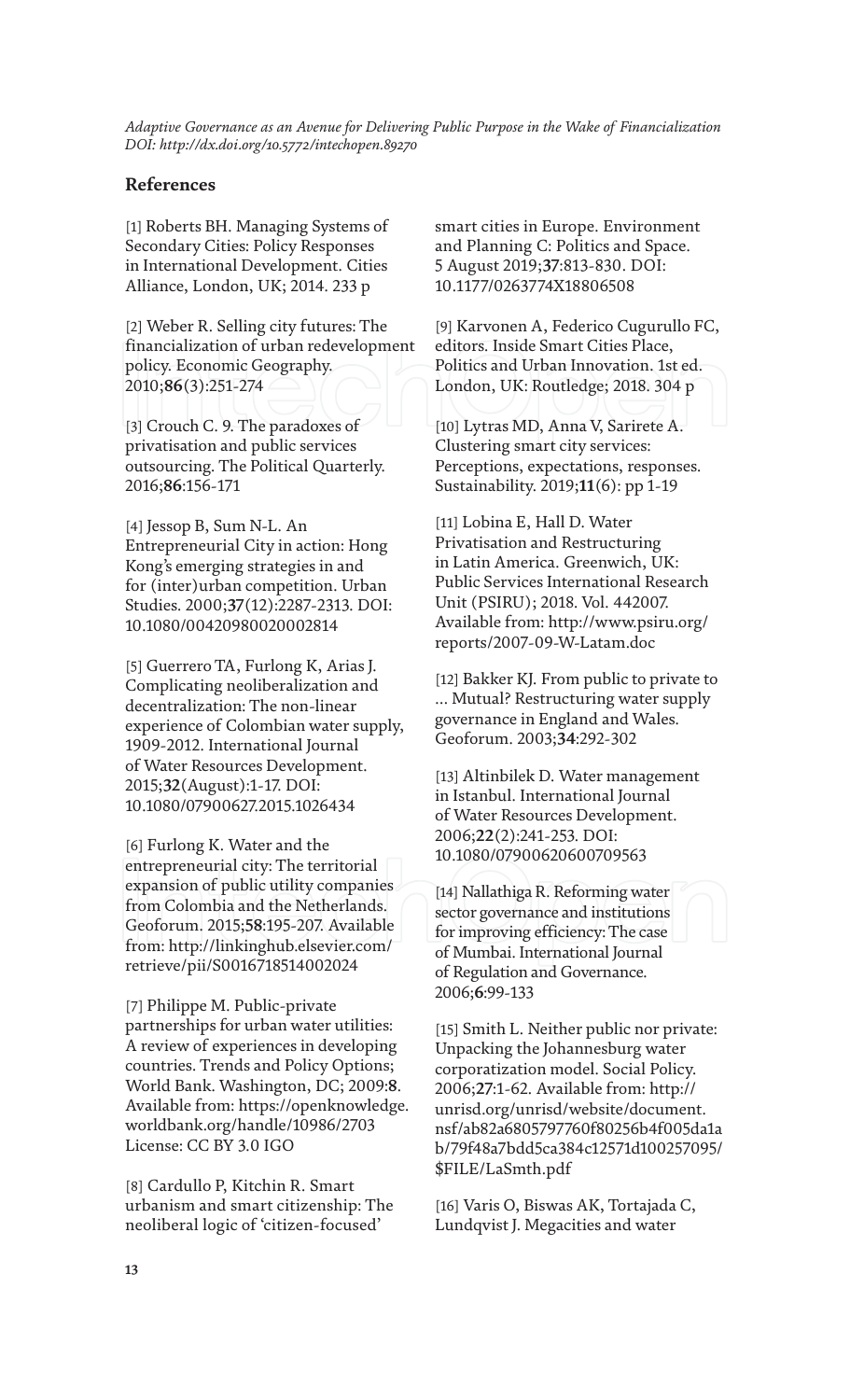## References

[1] Roberts BH. Managing Systems of Secondary Cities: Policy Responses in International Development. Cities Alliance, London, UK; 2014. 233 p

[2] Weber R. Selling city futures: The financialization of urban redevelopment policy. Economic Geography. 2010;**86**(3):251-274

[3] Crouch C. 9. The paradoxes of privatisation and public services outsourcing. The Political Quarterly. 2016;**86**:156-171

[4] Jessop B, Sum N-L. An Entrepreneurial City in action: Hong Kong's emerging strategies in and for (inter)urban competition. Urban Studies. 2000;**37**(12):2287-2313. DOI: 10.1080/00420980020002814

[5] Guerrero TA, Furlong K, Arias J. Complicating neoliberalization and decentralization: The non-linear experience of Colombian water supply, 1909-2012. International Journal of Water Resources Development. 2015;**32**(August):1-17. DOI: 10.1080/07900627.2015.1026434

[6] Furlong K. Water and the entrepreneurial city: The territorial expansion of public utility companies from Colombia and the Netherlands. Geoforum. 2015;**58**:195-207. Available from: http://linkinghub.elsevier.com/retrieve/pii/S0016718514002024

[7] Philippe M. Public-private partnerships for urban water utilities: A review of experiences in developing countries. Trends and Policy Options; World Bank. Washington, DC; 2009:**8**. Available from: https://openknowledge.worldbank.org/handle/10986/2703 License: CC BY 3.0 IGO

[8] Cardullo P, Kitchin R. Smart urbanism and smart citizenship: The neoliberal logic of 'citizen-focused' smart cities in Europe. Environment and Planning C: Politics and Space. 5 August 2019;**37**:813-830. DOI: 10.1177/0263774X18806508

[9] Karvonen A, Federico Cugurullo FC, editors. Inside Smart Cities Place, Politics and Urban Innovation. 1st ed. London, UK: Routledge; 2018. 304 p

[10] Lytras MD, Anna V, Sarirete A. Clustering smart city services: Perceptions, expectations, responses. Sustainability. 2019;**11**(6): pp 1-19

[11] Lobina E, Hall D. Water Privatisation and Restructuring in Latin America. Greenwich, UK: Public Services International Research Unit (PSIRU); 2018. Vol. 442007. Available from: http://www.psiru.org/reports/2007-09-W-Latam.doc

[12] Bakker KJ. From public to private to ... Mutual? Restructuring water supply governance in England and Wales. Geoforum. 2003;**34**:292-302

[13] Altinbilek D. Water management in Istanbul. International Journal of Water Resources Development. 2006;**22**(2):241-253. DOI: 10.1080/07900620600709563

[14] Nallathiga R. Reforming water sector governance and institutions for improving efficiency: The case of Mumbai. International Journal of Regulation and Governance. 2006;**6**:99-133

[15] Smith L. Neither public nor private: Unpacking the Johannesburg water corporatization model. Social Policy. 2006;**27**:1-62. Available from: http://unrisd.org/unrisd/website/document.nsf/ab82a6805797760f80256b4f005da1ab/79f48a7bdd5ca384c12571d100257095/$FILE/LaSmth.pdf

[16] Varis O, Biswas AK, Tortajada C, Lundqvist J. Megacities and water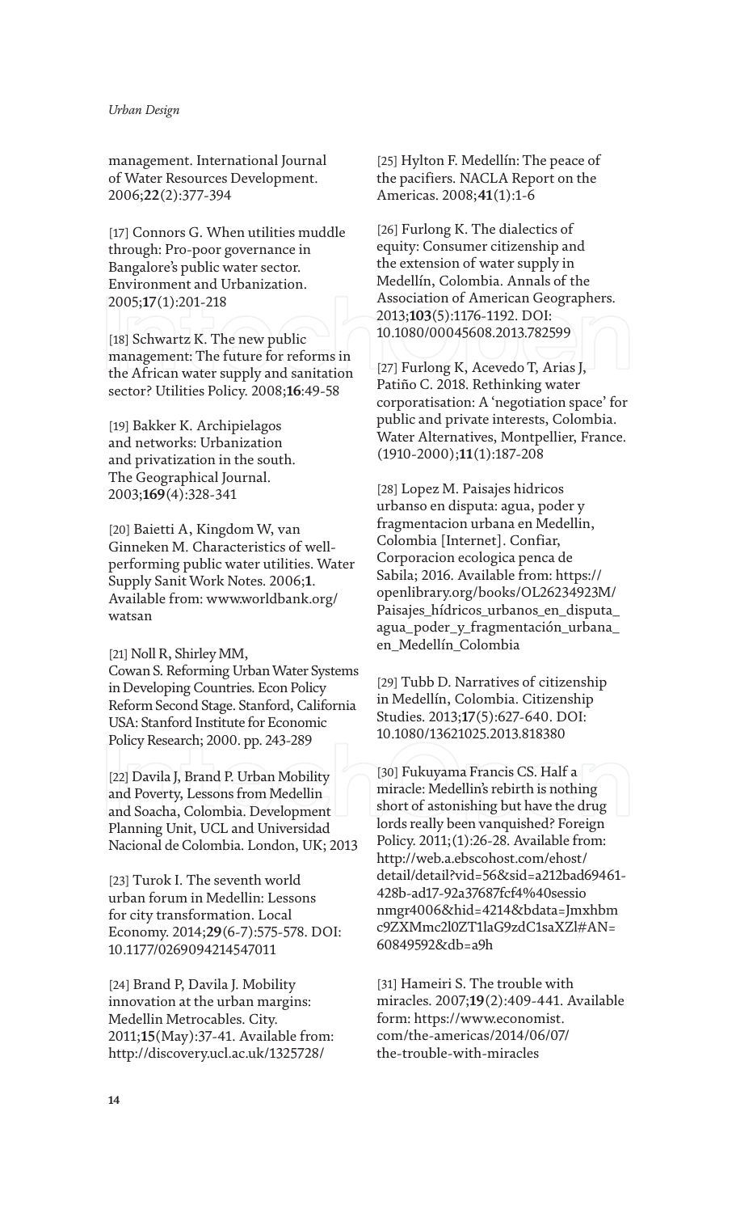management. International Journal of Water Resources Development. 2006;**22**(2):377-394

[17] Connors G. When utilities muddle through: Pro-poor governance in Bangalore's public water sector. Environment and Urbanization. 2005;**17**(1):201-218

[18] Schwartz K. The new public management: The future for reforms in the African water supply and sanitation sector? Utilities Policy. 2008;**16**:49-58

[19] Bakker K. Archipielagos and networks: Urbanization and privatization in the south. The Geographical Journal. 2003;**169**(4):328-341

[20] Baietti A, Kingdom W, van Ginneken M. Characteristics of well-performing public water utilities. Water Supply Sanit Work Notes. 2006;**1**. Available from: www.worldbank.org/watsan

[21] Noll R, Shirley MM, Cowan S. Reforming Urban Water Systems in Developing Countries. Econ Policy Reform Second Stage. Stanford, California USA: Stanford Institute for Economic Policy Research; 2000. pp. 243-289

[22] Davila J, Brand P. Urban Mobility and Poverty, Lessons from Medellin and Soacha, Colombia. Development Planning Unit, UCL and Universidad Nacional de Colombia. London, UK; 2013

[23] Turok I. The seventh world urban forum in Medellin: Lessons for city transformation. Local Economy. 2014;**29**(6-7):575-578. DOI: 10.1177/0269094214547011

[24] Brand P, Davila J. Mobility innovation at the urban margins: Medellin Metrocables. City. 2011;**15**(May):37-41. Available from: http://discovery.ucl.ac.uk/1325728/

[25] Hylton F. Medellín: The peace of the pacifiers. NACLA Report on the Americas. 2008;**41**(1):1-6

[26] Furlong K. The dialectics of equity: Consumer citizenship and the extension of water supply in Medellín, Colombia. Annals of the Association of American Geographers. 2013;**103**(5):1176-1192. DOI: 10.1080/00045608.2013.782599

[27] Furlong K, Acevedo T, Arias J, Patiño C. 2018. Rethinking water corporatisation: A 'negotiation space' for public and private interests, Colombia. Water Alternatives, Montpellier, France. (1910-2000);**11**(1):187-208

[28] Lopez M. Paisajes hidricos urbanso en disputa: agua, poder y fragmentacion urbana en Medellin, Colombia [Internet]. Confiar, Corporacion ecologica penca de Sabila; 2016. Available from: https://openlibrary.org/books/OL26234923M/Paisajes_hídricos_urbanos_en_disputa_agua_poder_y_fragmentación_urbana_en_Medellín_Colombia

[29] Tubb D. Narratives of citizenship in Medellín, Colombia. Citizenship Studies. 2013;**17**(5):627-640. DOI: 10.1080/13621025.2013.818380

[30] Fukuyama Francis CS. Half a miracle: Medellín's rebirth is nothing short of astonishing but have the drug lords really been vanquished? Foreign Policy. 2011;(1):26-28. Available from: http://web.a.ebscohost.com/ehost/detail/detail?vid=56&sid=a212bad69461-428b-ad17-92a37687fcf4%40sessionmgr4006&hid=4214&bdata=Jmxhbmc9ZXMmc2l0ZT1laG9zdC1saXZl#AN=60849592&db=a9h

[31] Hameiri S. The trouble with miracles. 2007;**19**(2):409-441. Available form: https://www.economist.com/the-americas/2014/06/07/the-trouble-with-miracles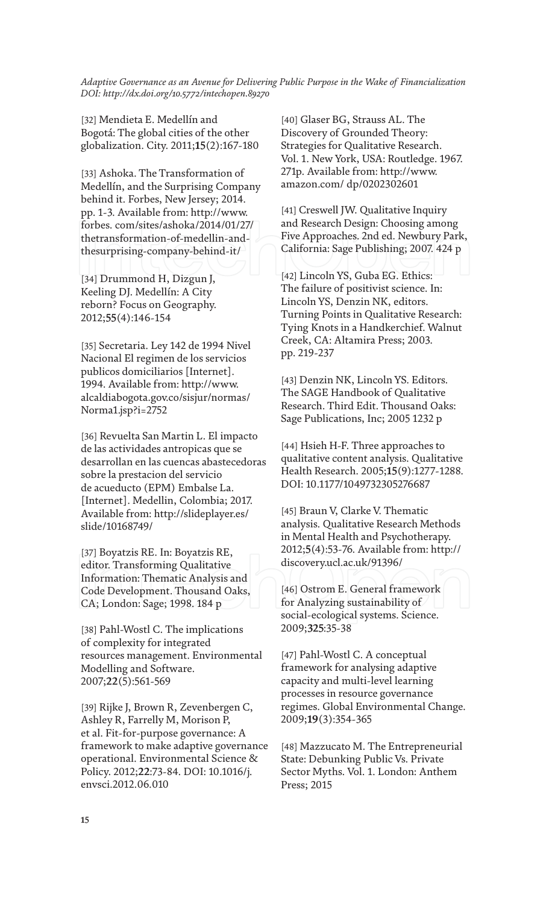[32] Mendieta E. Medellín and Bogotá: The global cities of the other globalization. City. 2011;**15**(2):167-180

[33] Ashoka. The Transformation of Medellín, and the Surprising Company behind it. Forbes, New Jersey; 2014. pp. 1-3. Available from: http://www.forbes.com/sites/ashoka/2014/01/27/thetransformation-of-medellin-and-thesurprising-company-behind-it/

[34] Drummond H, Dizgun J, Keeling DJ. Medellín: A City reborn? Focus on Geography. 2012;**55**(4):146-154

[35] Secretaria. Ley 142 de 1994 Nivel Nacional El regimen de los servicios publicos domiciliarios [Internet]. 1994. Available from: http://www.alcaldiabogota.gov.co/sisjur/normas/Norma1.jsp?i=2752

[36] Revuelta San Martin L. El impacto de las actividades antropicas que se desarrollan en las cuencas abastecedoras sobre la prestacion del servicio de acueducto (EPM) Embalse La. [Internet]. Medellin, Colombia; 2017. Available from: http://slideplayer.es/slide/10168749/

[37] Boyatzis RE. In: Boyatzis RE, editor. Transforming Qualitative Information: Thematic Analysis and Code Development. Thousand Oaks, CA; London: Sage; 1998. 184 p

[38] Pahl-Wostl C. The implications of complexity for integrated resources management. Environmental Modelling and Software. 2007;**22**(5):561-569

[39] Rijke J, Brown R, Zevenbergen C, Ashley R, Farrelly M, Morison P, et al. Fit-for-purpose governance: A framework to make adaptive governance operational. Environmental Science & Policy. 2012;**22**:73-84. DOI: 10.1016/j.envsci.2012.06.010

[40] Glaser BG, Strauss AL. The Discovery of Grounded Theory: Strategies for Qualitative Research. Vol. 1. New York, USA: Routledge. 1967. 271p. Available from: http://www.amazon.com/ dp/0202302601

[41] Creswell JW. Qualitative Inquiry and Research Design: Choosing among Five Approaches. 2nd ed. Newbury Park, California: Sage Publishing; 2007. 424 p

[42] Lincoln YS, Guba EG. Ethics: The failure of positivist science. In: Lincoln YS, Denzin NK, editors. Turning Points in Qualitative Research: Tying Knots in a Handkerchief. Walnut Creek, CA: Altamira Press; 2003. pp. 219-237

[43] Denzin NK, Lincoln YS. Editors. The SAGE Handbook of Qualitative Research. Third Edit. Thousand Oaks: Sage Publications, Inc; 2005 1232 p

[44] Hsieh H-F. Three approaches to qualitative content analysis. Qualitative Health Research. 2005;**15**(9):1277-1288. DOI: 10.1177/1049732305276687

[45] Braun V, Clarke V. Thematic analysis. Qualitative Research Methods in Mental Health and Psychotherapy. 2012;**5**(4):53-76. Available from: http://discovery.ucl.ac.uk/91396/

[46] Ostrom E. General framework for Analyzing sustainability of social-ecological systems. Science. 2009;**325**:35-38

[47] Pahl-Wostl C. A conceptual framework for analysing adaptive capacity and multi-level learning processes in resource governance regimes. Global Environmental Change. 2009;**19**(3):354-365

[48] Mazzucato M. The Entrepreneurial State: Debunking Public Vs. Private Sector Myths. Vol. 1. London: Anthem Press; 2015